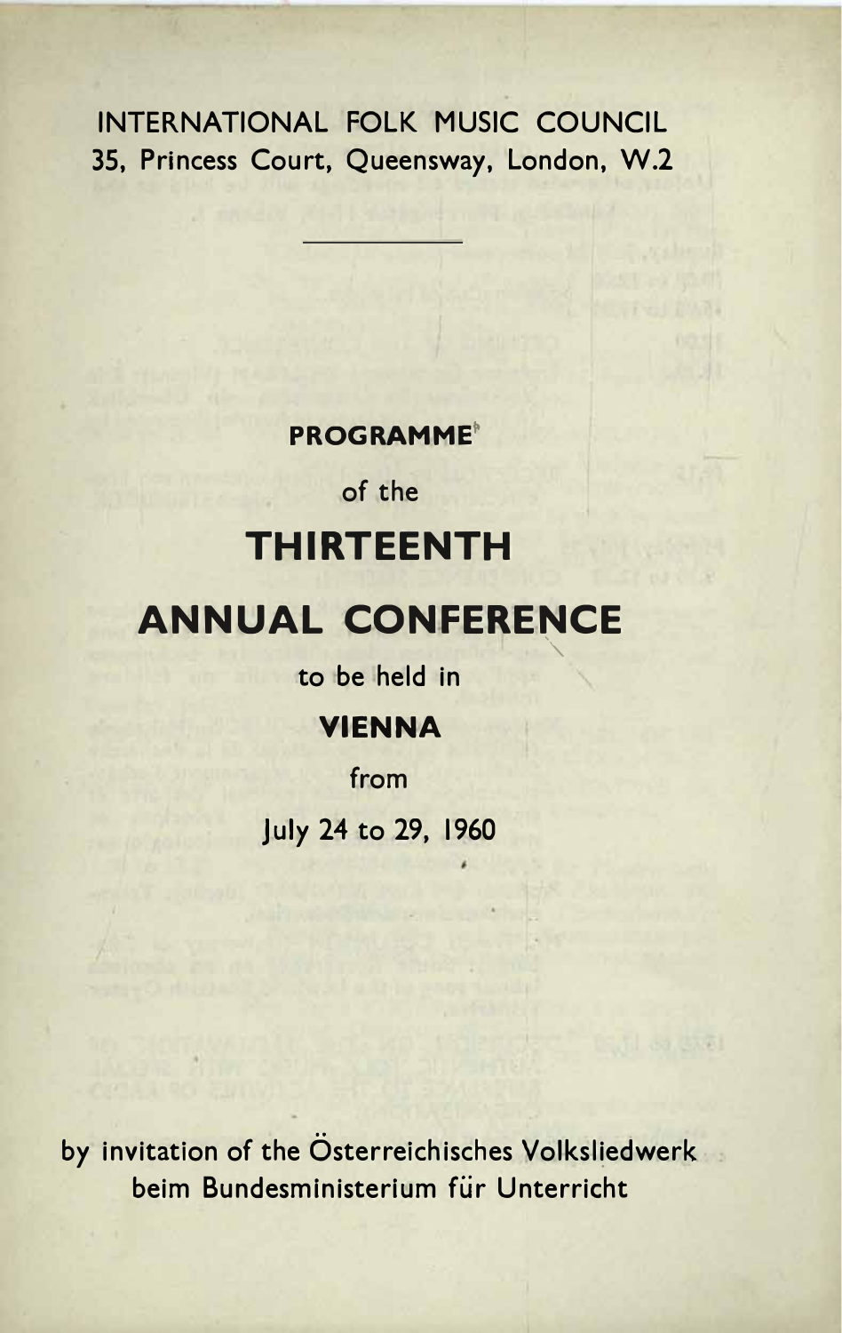INTERNATIONAL FOLK MUSIC COUNCIL
35, Princess Court, Queensway, London, W.2

---

**PROGRAMME**

of the

# THIRTEENTH

# ANNUAL CONFERENCE

to be held in

**VIENNA**

from

July 24 to 29, 1960

by invitation of the Österreichisches Volksliedwerk beim Bundesministerium für Unterricht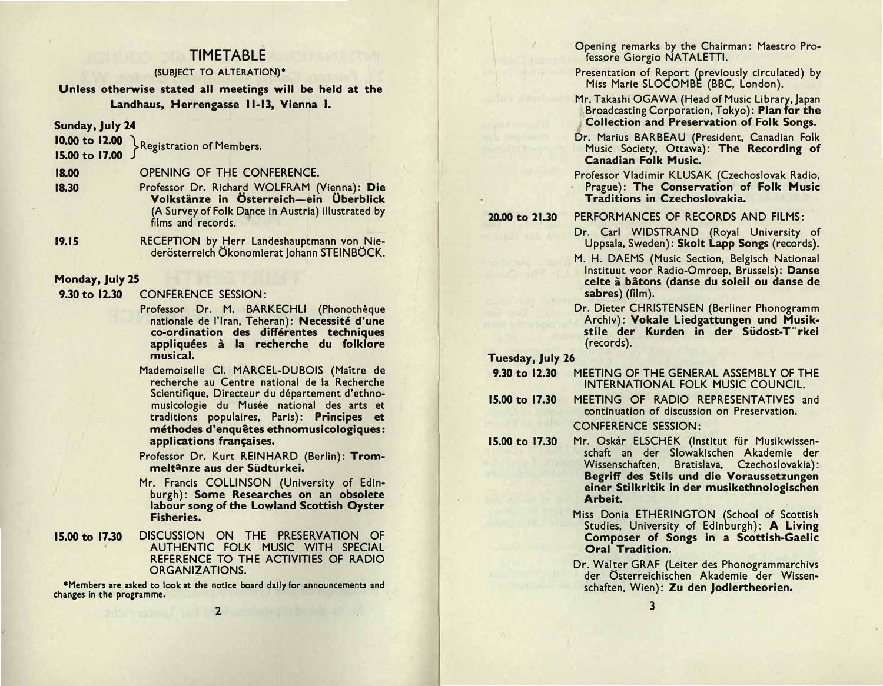# TIMETABLE

(SUBJECT TO ALTERATION)*

**Unless otherwise stated all meetings will be held at the Landhaus, Herrengasse 11-13, Vienna 1.**

**Sunday, July 24**

**10.00 to 12.00**
**15.00 to 17.00** } Registration of Members.

**18.00** OPENING OF THE CONFERENCE.

**18.30** Professor Dr. Richard WOLFRAM (Vienna): **Die Volkstänze in Österreich—ein Überblick** (A Survey of Folk Dance in Austria) illustrated by films and records.

**19.15** RECEPTION by Herr Landeshauptmann von Niederösterreich Ökonomierat Johann STEINBÖCK.

**Monday, July 25**

**9.30 to 12.30** CONFERENCE SESSION:

Professor Dr. M. BARKECHLI (Phonothèque nationale de l'Iran, Teheran): **Necessité d'une co-ordination des différentes techniques appliquées à la recherche du folklore musical.**

Mademoiselle Cl. MARCEL-DUBOIS (Maître de recherche au Centre national de la Recherche Scientifique, Directeur du département d'ethnomusicologie du Musée national des arts et traditions populaires, Paris): **Principes et méthodes d'enquêtes ethnomusicologiques: applications françaises.**

Professor Dr. Kurt REINHARD (Berlin): **Trommeltänze aus der Südturkei.**

Mr. Francis COLLINSON (University of Edinburgh): **Some Researches on an obsolete labour song of the Lowland Scottish Oyster Fisheries.**

**15.00 to 17.30** DISCUSSION ON THE PRESERVATION OF AUTHENTIC FOLK MUSIC WITH SPECIAL REFERENCE TO THE ACTIVITIES OF RADIO ORGANIZATIONS.

Opening remarks by the Chairman: Maestro Professore Giorgio NATALETTI.

Presentation of Report (previously circulated) by Miss Marie SLOCOMBE (BBC, London).

Mr. Takashi OGAWA (Head of Music Library, Japan Broadcasting Corporation, Tokyo): **Plan for the Collection and Preservation of Folk Songs.**

Dr. Marius BARBEAU (President, Canadian Folk Music Society, Ottawa): **The Recording of Canadian Folk Music.**

Professor Vladimir KLUSAK (Czechoslovak Radio, Prague): **The Conservation of Folk Music Traditions in Czechoslovakia.**

**20.00 to 21.30** PERFORMANCES OF RECORDS AND FILMS:

Dr. Carl WIDSTRAND (Royal University of Uppsala, Sweden): **Skolt Lapp Songs** (records).

M. H. DAEMS (Music Section, Belgisch Nationaal Instituut voor Radio-Omroep, Brussels): **Danse celte à bâtons (danse du soleil ou danse de sabres)** (film).

Dr. Dieter CHRISTENSEN (Berliner Phonogramm Archiv): **Vokale Liedgattungen und Musikstile der Kurden in der Südost-Türkei** (records).

**Tuesday, July 26**

**9.30 to 12.30** MEETING OF THE GENERAL ASSEMBLY OF THE INTERNATIONAL FOLK MUSIC COUNCIL.

**15.00 to 17.30** MEETING OF RADIO REPRESENTATIVES and continuation of discussion on Preservation.

CONFERENCE SESSION:

**15.00 to 17.30** Mr. Oskár ELSCHEK (Institut für Musikwissenschaft an der Slowakischen Akademie der Wissenschaften, Bratislava, Czechoslovakia): **Begriff des Stils und die Voraussetzungen einer Stilkritik in der musikethnologischen Arbeit.**

Miss Donia ETHERINGTON (School of Scottish Studies, University of Edinburgh): **A Living Composer of Songs in a Scottish-Gaelic Oral Tradition.**

Dr. Walter GRAF (Leiter des Phonogrammarchivs der Österreichischen Akademie der Wissenschaften, Wien): **Zu den Jodlertheorien.**

*Members are asked to look at the notice board daily for announcements and changes in the programme.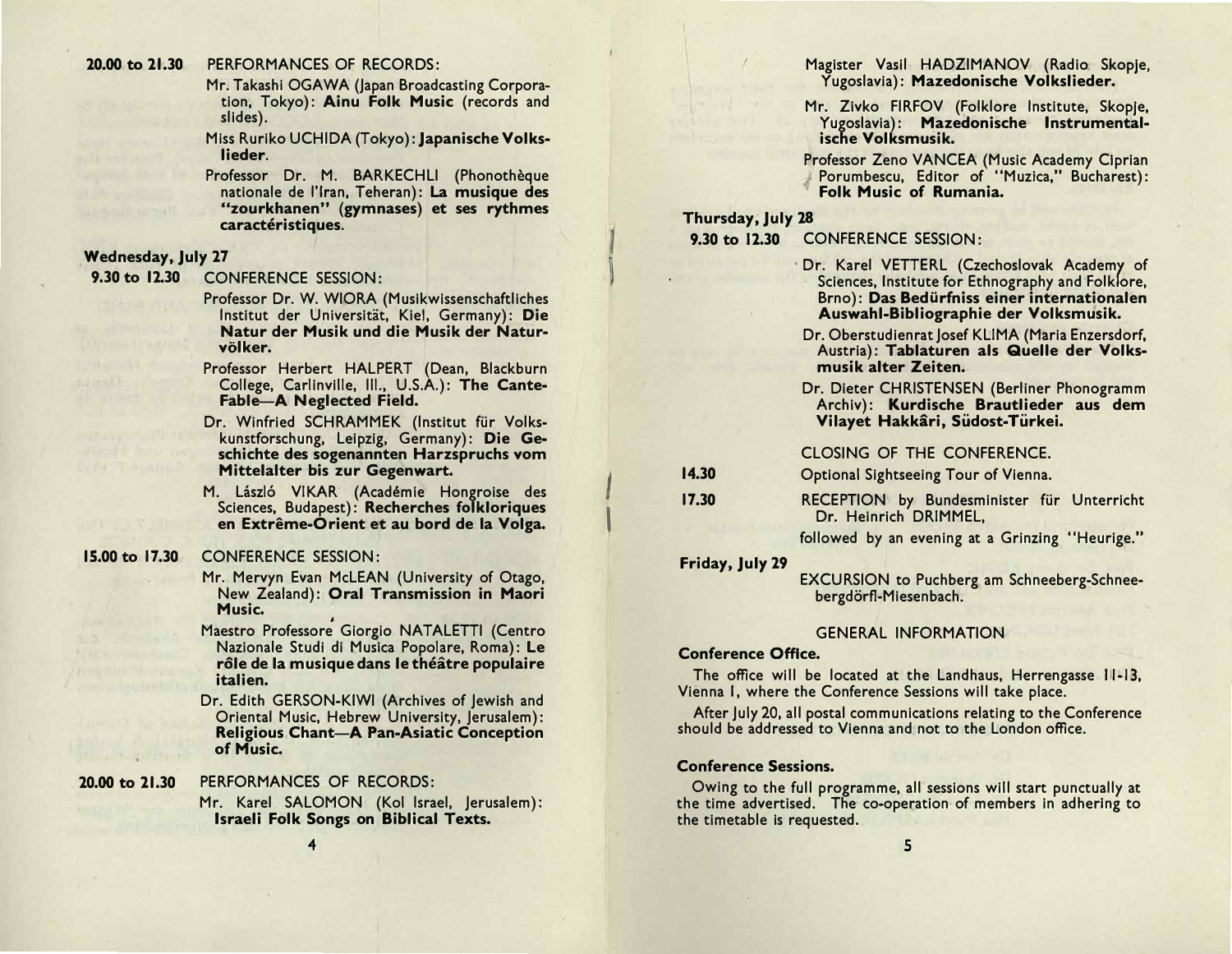**20.00 to 21.30** PERFORMANCES OF RECORDS:

Mr. Takashi OGAWA (Japan Broadcasting Corporation, Tokyo): **Ainu Folk Music** (records and slides).

Miss Ruriko UCHIDA (Tokyo): **Japanische Volkslieder.**

Professor Dr. M. BARKECHLI (Phonothèque nationale de l'Iran, Teheran): **La musique des "zourkhanen" (gymnases) et ses rythmes caractéristiques.**

### Wednesday, July 27

**9.30 to 12.30** CONFERENCE SESSION:

Professor Dr. W. WIORA (Musikwissenschaftliches Institut der Universität, Kiel, Germany): **Die Natur der Musik und die Musik der Naturvölker.**

Professor Herbert HALPERT (Dean, Blackburn College, Carlinville, Ill., U.S.A.): **The Cante-Fable—A Neglected Field.**

Dr. Winfried SCHRAMMEK (Institut für Volkskunstforschung, Leipzig, Germany): **Die Geschichte des sogenannten Harzspruchs vom Mittelalter bis zur Gegenwart.**

M. László VIKAR (Académie Hongroise des Sciences, Budapest): **Recherches folkloriques en Extrême-Orient et au bord de la Volga.**

**15.00 to 17.30** CONFERENCE SESSION:

Mr. Mervyn Evan McLEAN (University of Otago, New Zealand): **Oral Transmission in Maori Music.**

Maestro Professore Giorgio NATALETTI (Centro Nazionale Studi di Musica Popolare, Roma): **Le rôle de la musique dans le théâtre populaire italien.**

Dr. Edith GERSON-KIWI (Archives of Jewish and Oriental Music, Hebrew University, Jerusalem): **Religious Chant—A Pan-Asiatic Conception of Music.**

**20.00 to 21.30** PERFORMANCES OF RECORDS:

Mr. Karel SALOMON (Kol Israel, Jerusalem): **Israeli Folk Songs on Biblical Texts.**

Magister Vasil HADZIMANOV (Radio Skopje, Yugoslavia): **Mazedonische Volkslieder.**

Mr. Zivko FIRFOV (Folklore Institute, Skopje, Yugoslavia): **Mazedonische Instrumentalische Volksmusik.**

Professor Zeno VANCEA (Music Academy Ciprian Porumbescu, Editor of "Muzica," Bucharest): **Folk Music of Rumania.**

### Thursday, July 28

**9.30 to 12.30** CONFERENCE SESSION:

Dr. Karel VETTERL (Czechoslovak Academy of Sciences, Institute for Ethnography and Folklore, Brno): **Das Bedürfniss einer internationalen Auswahl-Bibliographie der Volksmusik.**

Dr. Oberstudienrat Josef KLIMA (Maria Enzersdorf, Austria): **Tablaturen als Quelle der Volksmusik alter Zeiten.**

Dr. Dieter CHRISTENSEN (Berliner Phonogramm Archiv): **Kurdische Brautlieder aus dem Vilayet Hakkâri, Südost-Türkei.**

CLOSING OF THE CONFERENCE.

**14.30** Optional Sightseeing Tour of Vienna.

**17.30** RECEPTION by Bundesminister für Unterricht Dr. Heinrich DRIMMEL,

followed by an evening at a Grinzing "Heurige."

### Friday, July 29

EXCURSION to Puchberg am Schneeberg-Schneebergdörfl-Miesenbach.

## GENERAL INFORMATION

**Conference Office.**

The office will be located at the Landhaus, Herrengasse 11-13, Vienna I, where the Conference Sessions will take place.

After July 20, all postal communications relating to the Conference should be addressed to Vienna and not to the London office.

**Conference Sessions.**

Owing to the full programme, all sessions will start punctually at the time advertised. The co-operation of members in adhering to the timetable is requested.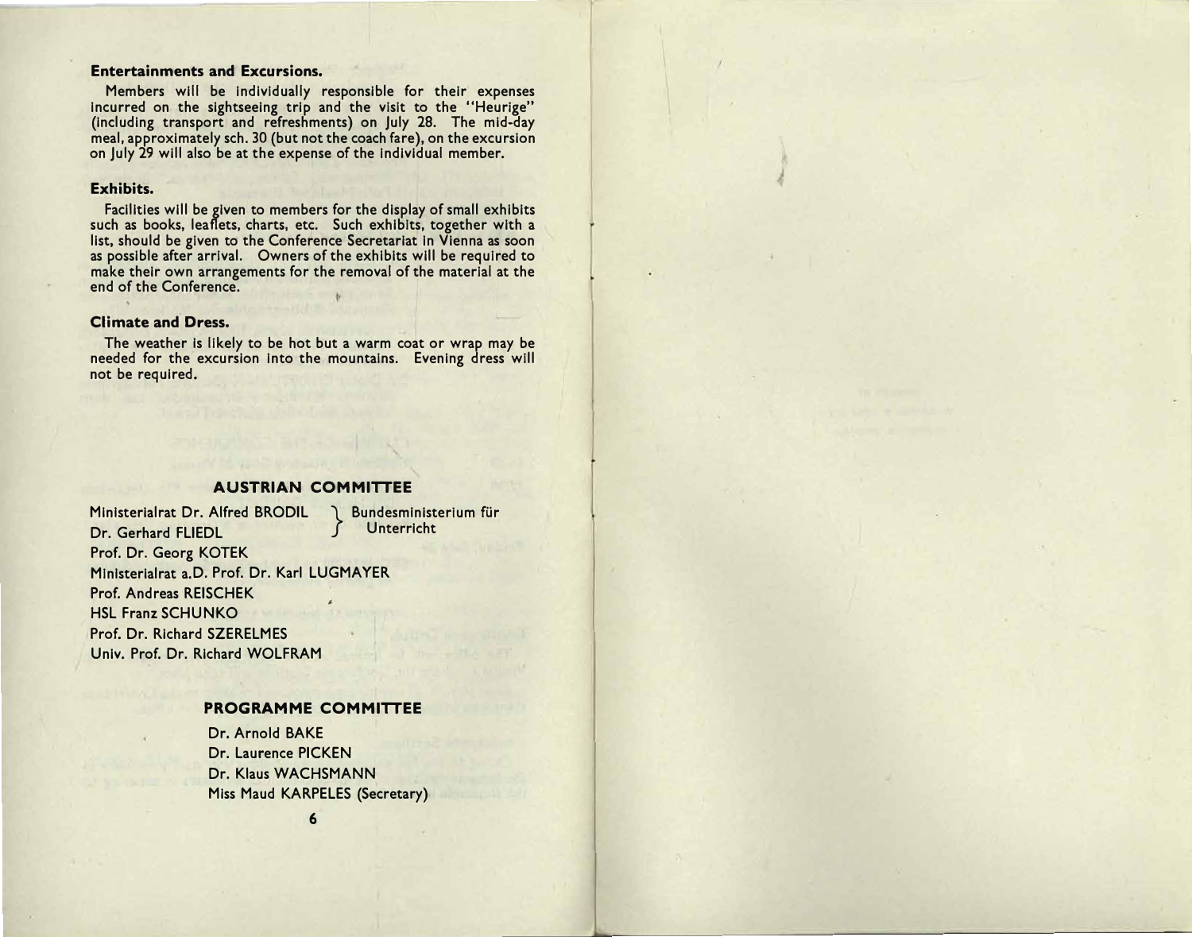### Entertainments and Excursions.

Members will be individually responsible for their expenses incurred on the sightseeing trip and the visit to the "Heurige" (including transport and refreshments) on July 28. The mid-day meal, approximately sch. 30 (but not the coach fare), on the excursion on July 29 will also be at the expense of the individual member.

### Exhibits.

Facilities will be given to members for the display of small exhibits such as books, leaflets, charts, etc. Such exhibits, together with a list, should be given to the Conference Secretariat in Vienna as soon as possible after arrival. Owners of the exhibits will be required to make their own arrangements for the removal of the material at the end of the Conference.

### Climate and Dress.

The weather is likely to be hot but a warm coat or wrap may be needed for the excursion into the mountains. Evening dress will not be required.

## AUSTRIAN COMMITTEE

Ministerialrat Dr. Alfred BRODIL }
Dr. Gerhard FLIEDL } Bundesministerium für Unterricht
Prof. Dr. Georg KOTEK
Ministerialrat a.D. Prof. Dr. Karl LUGMAYER
Prof. Andreas REISCHEK
HSL Franz SCHUNKO
Prof. Dr. Richard SZERELMES
Univ. Prof. Dr. Richard WOLFRAM

## PROGRAMME COMMITTEE

Dr. Arnold BAKE
Dr. Laurence PICKEN
Dr. Klaus WACHSMANN
Miss Maud KARPELES (Secretary)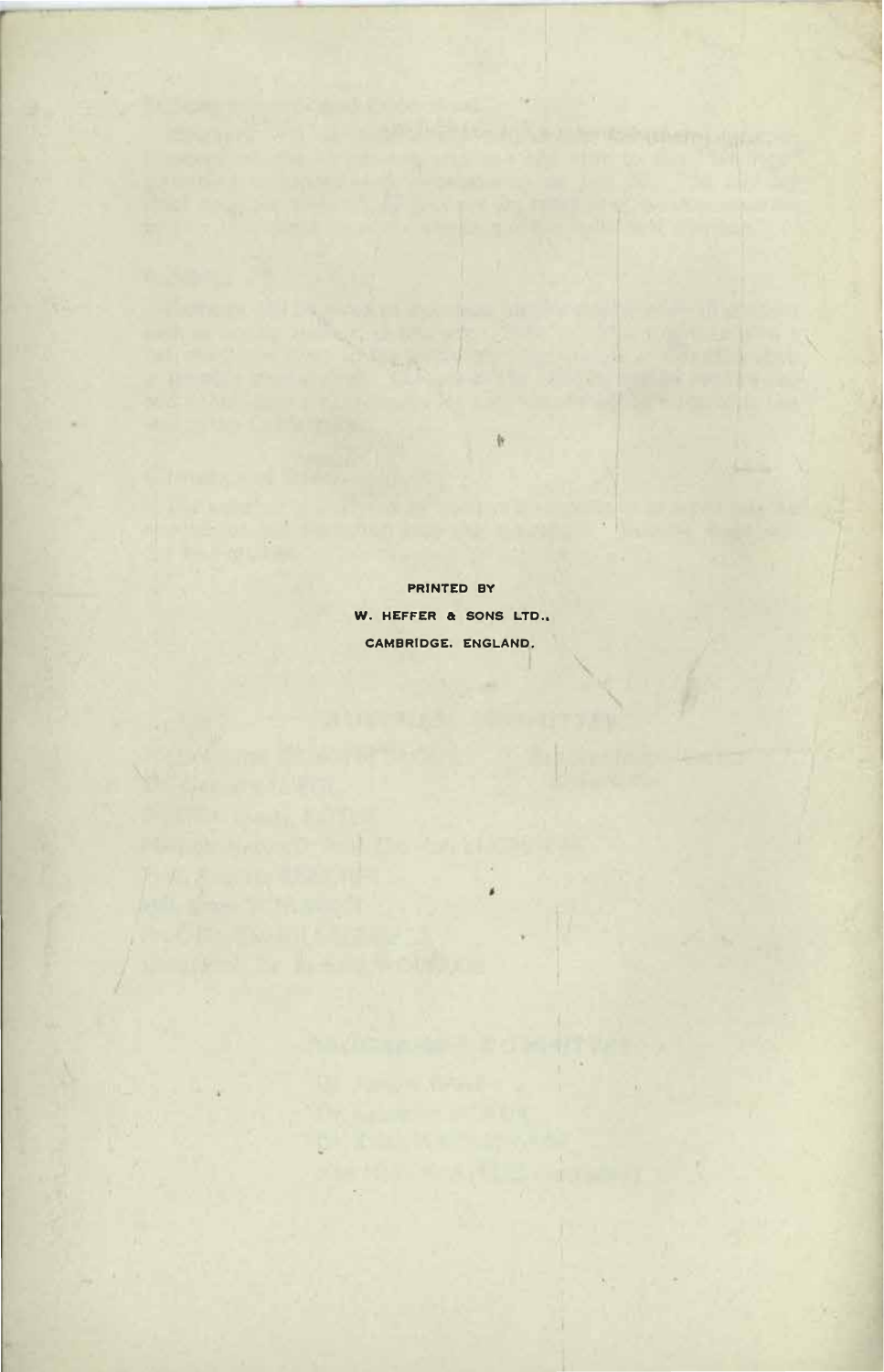PRINTED BY

W. HEFFER & SONS LTD.,

CAMBRIDGE. ENGLAND.